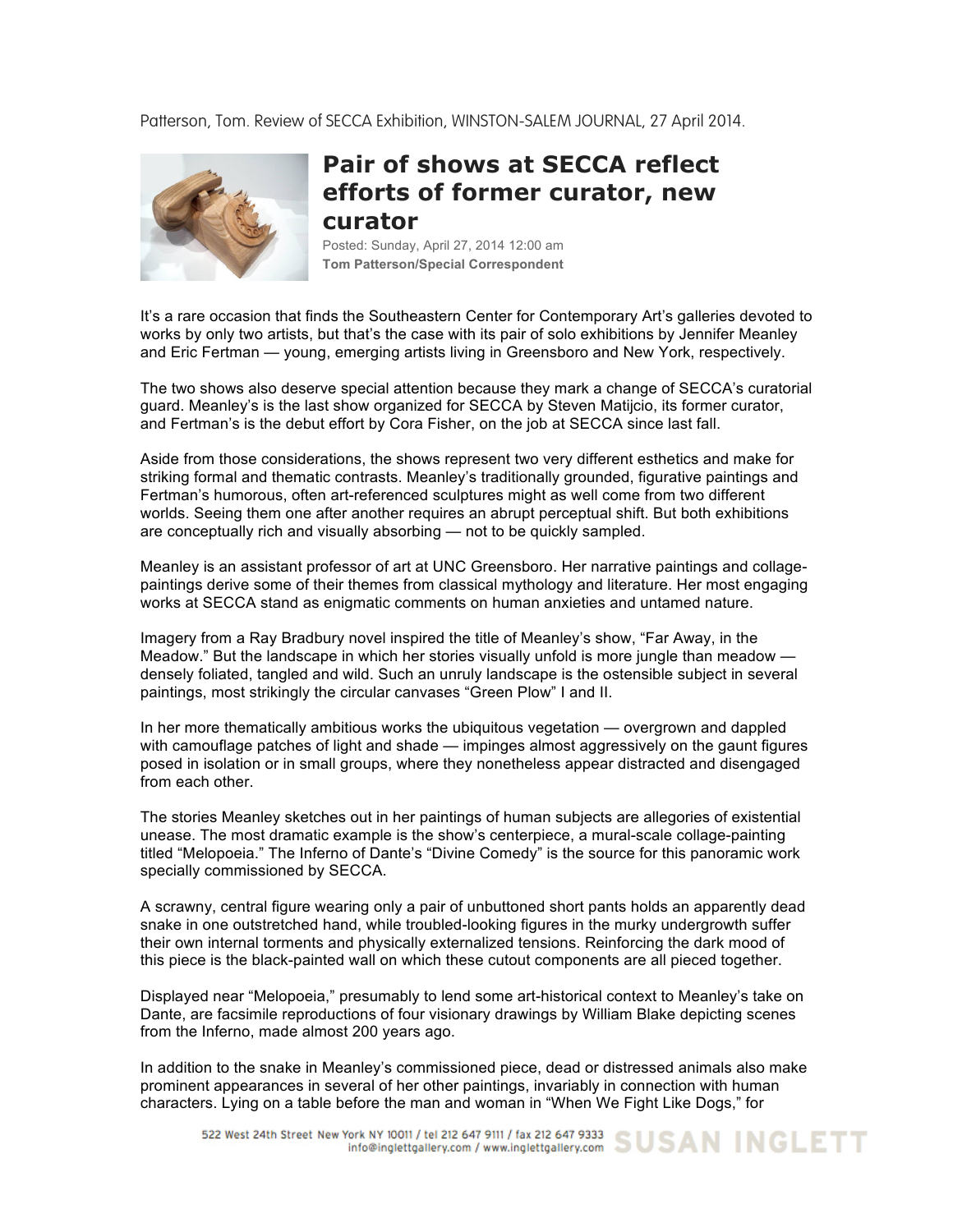Patterson, Tom. Review of SECCA Exhibition, WINSTON-SALEM JOURNAL, 27 April 2014.

# Pair of shows at SECCA reflect efforts of former curator, new curator

Posted: Sunday, April 27, 2014 12:00 am

**Tom Patterson/Special Correspondent**

It's a rare occasion that finds the Southeastern Center for Contemporary Art's galleries devoted to works by only two artists, but that's the case with its pair of solo exhibitions by Jennifer Meanley and Eric Fertman — young, emerging artists living in Greensboro and New York, respectively.

The two shows also deserve special attention because they mark a change of SECCA's curatorial guard. Meanley's is the last show organized for SECCA by Steven Matijcio, its former curator, and Fertman's is the debut effort by Cora Fisher, on the job at SECCA since last fall.

Aside from those considerations, the shows represent two very different esthetics and make for striking formal and thematic contrasts. Meanley's traditionally grounded, figurative paintings and Fertman's humorous, often art-referenced sculptures might as well come from two different worlds. Seeing them one after another requires an abrupt perceptual shift. But both exhibitions are conceptually rich and visually absorbing — not to be quickly sampled.

Meanley is an assistant professor of art at UNC Greensboro. Her narrative paintings and collage-paintings derive some of their themes from classical mythology and literature. Her most engaging works at SECCA stand as enigmatic comments on human anxieties and untamed nature.

Imagery from a Ray Bradbury novel inspired the title of Meanley's show, "Far Away, in the Meadow." But the landscape in which her stories visually unfold is more jungle than meadow — densely foliated, tangled and wild. Such an unruly landscape is the ostensible subject in several paintings, most strikingly the circular canvases "Green Plow" I and II.

In her more thematically ambitious works the ubiquitous vegetation — overgrown and dappled with camouflage patches of light and shade — impinges almost aggressively on the gaunt figures posed in isolation or in small groups, where they nonetheless appear distracted and disengaged from each other.

The stories Meanley sketches out in her paintings of human subjects are allegories of existential unease. The most dramatic example is the show's centerpiece, a mural-scale collage-painting titled "Melopoeia." The Inferno of Dante's "Divine Comedy" is the source for this panoramic work specially commissioned by SECCA.

A scrawny, central figure wearing only a pair of unbuttoned short pants holds an apparently dead snake in one outstretched hand, while troubled-looking figures in the murky undergrowth suffer their own internal torments and physically externalized tensions. Reinforcing the dark mood of this piece is the black-painted wall on which these cutout components are all pieced together.

Displayed near "Melopoeia," presumably to lend some art-historical context to Meanley's take on Dante, are facsimile reproductions of four visionary drawings by William Blake depicting scenes from the Inferno, made almost 200 years ago.

In addition to the snake in Meanley's commissioned piece, dead or distressed animals also make prominent appearances in several of her other paintings, invariably in connection with human characters. Lying on a table before the man and woman in "When We Fight Like Dogs," for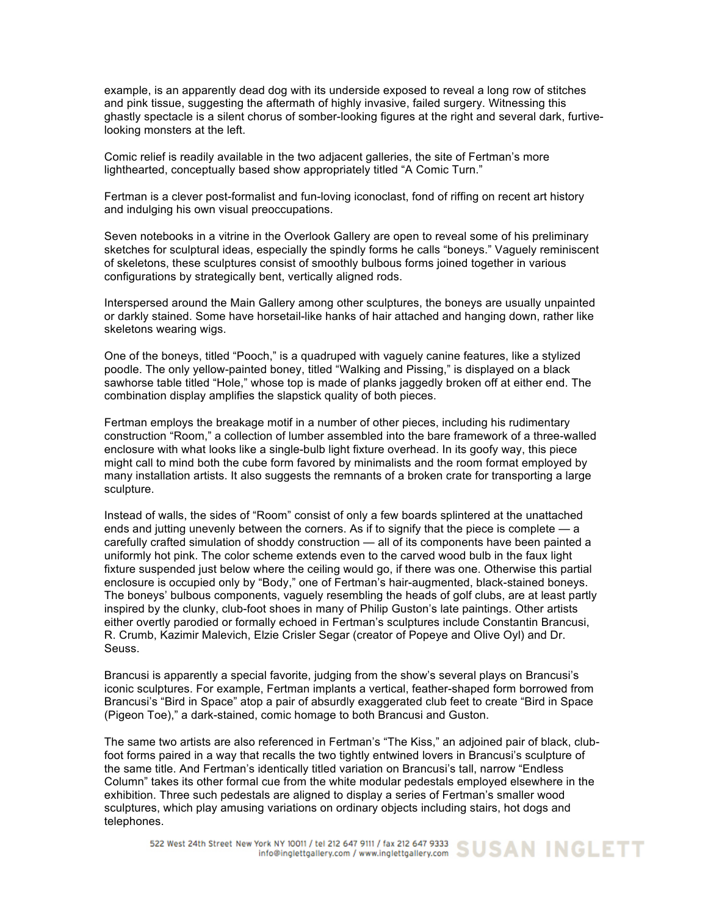example, is an apparently dead dog with its underside exposed to reveal a long row of stitches and pink tissue, suggesting the aftermath of highly invasive, failed surgery. Witnessing this ghastly spectacle is a silent chorus of somber-looking figures at the right and several dark, furtive-looking monsters at the left.

Comic relief is readily available in the two adjacent galleries, the site of Fertman's more lighthearted, conceptually based show appropriately titled "A Comic Turn."

Fertman is a clever post-formalist and fun-loving iconoclast, fond of riffing on recent art history and indulging his own visual preoccupations.

Seven notebooks in a vitrine in the Overlook Gallery are open to reveal some of his preliminary sketches for sculptural ideas, especially the spindly forms he calls "boneys." Vaguely reminiscent of skeletons, these sculptures consist of smoothly bulbous forms joined together in various configurations by strategically bent, vertically aligned rods.

Interspersed around the Main Gallery among other sculptures, the boneys are usually unpainted or darkly stained. Some have horsetail-like hanks of hair attached and hanging down, rather like skeletons wearing wigs.

One of the boneys, titled "Pooch," is a quadruped with vaguely canine features, like a stylized poodle. The only yellow-painted boney, titled "Walking and Pissing," is displayed on a black sawhorse table titled "Hole," whose top is made of planks jaggedly broken off at either end. The combination display amplifies the slapstick quality of both pieces.

Fertman employs the breakage motif in a number of other pieces, including his rudimentary construction "Room," a collection of lumber assembled into the bare framework of a three-walled enclosure with what looks like a single-bulb light fixture overhead. In its goofy way, this piece might call to mind both the cube form favored by minimalists and the room format employed by many installation artists. It also suggests the remnants of a broken crate for transporting a large sculpture.

Instead of walls, the sides of "Room" consist of only a few boards splintered at the unattached ends and jutting unevenly between the corners. As if to signify that the piece is complete — a carefully crafted simulation of shoddy construction — all of its components have been painted a uniformly hot pink. The color scheme extends even to the carved wood bulb in the faux light fixture suspended just below where the ceiling would go, if there was one. Otherwise this partial enclosure is occupied only by "Body," one of Fertman's hair-augmented, black-stained boneys. The boneys' bulbous components, vaguely resembling the heads of golf clubs, are at least partly inspired by the clunky, club-foot shoes in many of Philip Guston's late paintings. Other artists either overtly parodied or formally echoed in Fertman's sculptures include Constantin Brancusi, R. Crumb, Kazimir Malevich, Elzie Crisler Segar (creator of Popeye and Olive Oyl) and Dr. Seuss.

Brancusi is apparently a special favorite, judging from the show's several plays on Brancusi's iconic sculptures. For example, Fertman implants a vertical, feather-shaped form borrowed from Brancusi's "Bird in Space" atop a pair of absurdly exaggerated club feet to create "Bird in Space (Pigeon Toe)," a dark-stained, comic homage to both Brancusi and Guston.

The same two artists are also referenced in Fertman's "The Kiss," an adjoined pair of black, club-foot forms paired in a way that recalls the two tightly entwined lovers in Brancusi's sculpture of the same title. And Fertman's identically titled variation on Brancusi's tall, narrow "Endless Column" takes its other formal cue from the white modular pedestals employed elsewhere in the exhibition. Three such pedestals are aligned to display a series of Fertman's smaller wood sculptures, which play amusing variations on ordinary objects including stairs, hot dogs and telephones.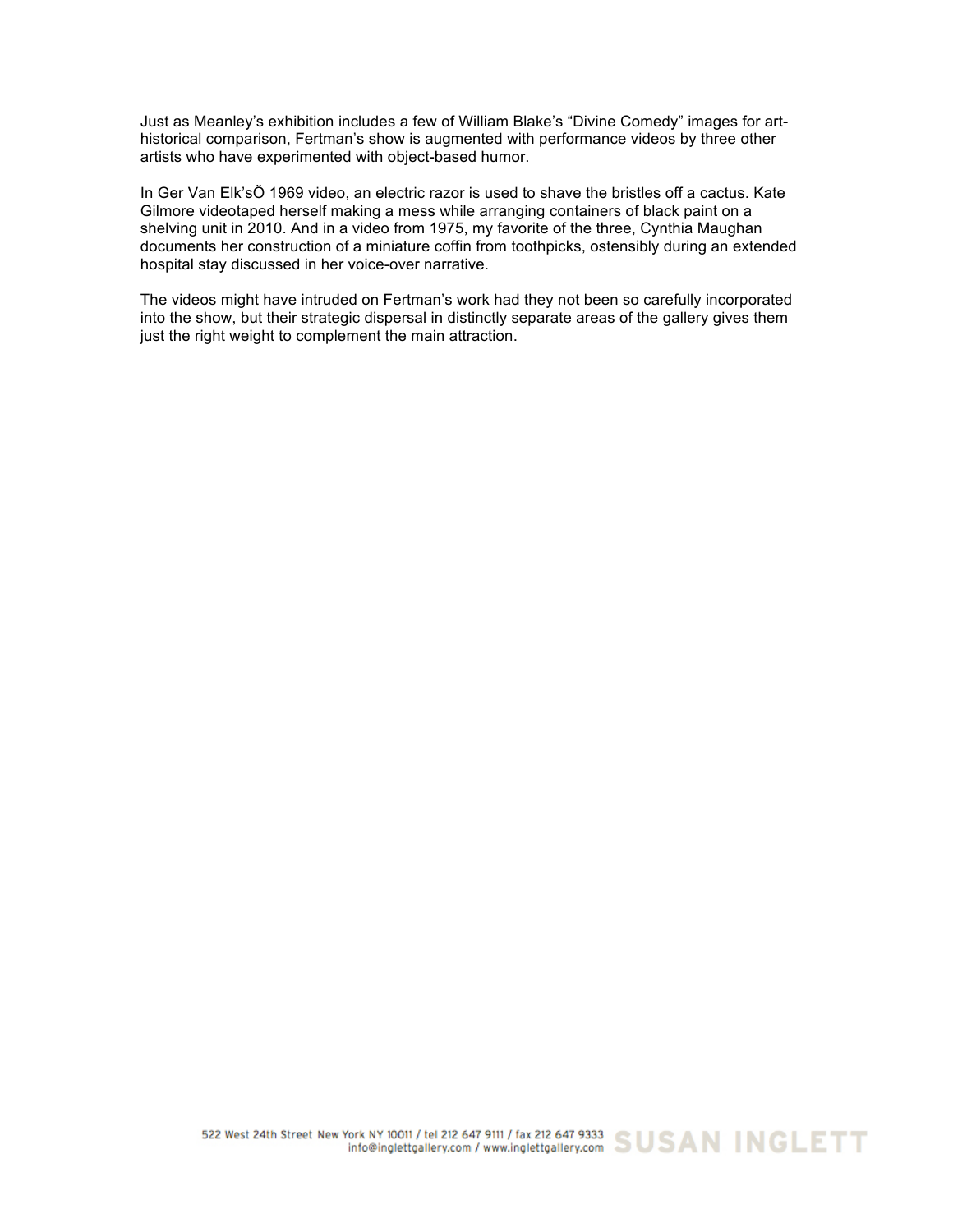Just as Meanley's exhibition includes a few of William Blake's "Divine Comedy" images for art-historical comparison, Fertman's show is augmented with performance videos by three other artists who have experimented with object-based humor.

In Ger Van Elk'sÖ 1969 video, an electric razor is used to shave the bristles off a cactus. Kate Gilmore videotaped herself making a mess while arranging containers of black paint on a shelving unit in 2010. And in a video from 1975, my favorite of the three, Cynthia Maughan documents her construction of a miniature coffin from toothpicks, ostensibly during an extended hospital stay discussed in her voice-over narrative.

The videos might have intruded on Fertman's work had they not been so carefully incorporated into the show, but their strategic dispersal in distinctly separate areas of the gallery gives them just the right weight to complement the main attraction.